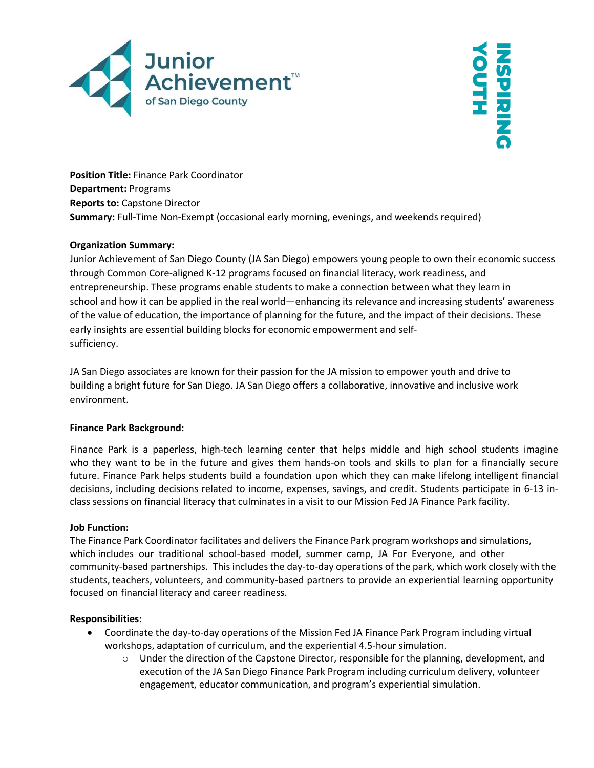**Position Title:** Finance Park Coordinator
**Department:** Programs
**Reports to:** Capstone Director
**Summary:** Full-Time Non-Exempt (occasional early morning, evenings, and weekends required)

**Organization Summary:**
Junior Achievement of San Diego County (JA San Diego) empowers young people to own their economic success through Common Core-aligned K-12 programs focused on financial literacy, work readiness, and entrepreneurship. These programs enable students to make a connection between what they learn in school and how it can be applied in the real world—enhancing its relevance and increasing students' awareness of the value of education, the importance of planning for the future, and the impact of their decisions. These early insights are essential building blocks for economic empowerment and self-sufficiency.

JA San Diego associates are known for their passion for the JA mission to empower youth and drive to building a bright future for San Diego. JA San Diego offers a collaborative, innovative and inclusive work environment.

**Finance Park Background:**

Finance Park is a paperless, high-tech learning center that helps middle and high school students imagine who they want to be in the future and gives them hands-on tools and skills to plan for a financially secure future. Finance Park helps students build a foundation upon which they can make lifelong intelligent financial decisions, including decisions related to income, expenses, savings, and credit. Students participate in 6-13 in-class sessions on financial literacy that culminates in a visit to our Mission Fed JA Finance Park facility.

**Job Function:**
The Finance Park Coordinator facilitates and delivers the Finance Park program workshops and simulations, which includes our traditional school-based model, summer camp, JA For Everyone, and other community-based partnerships. This includes the day-to-day operations of the park, which work closely with the students, teachers, volunteers, and community-based partners to provide an experiential learning opportunity focused on financial literacy and career readiness.

**Responsibilities:**

- Coordinate the day-to-day operations of the Mission Fed JA Finance Park Program including virtual workshops, adaptation of curriculum, and the experiential 4.5-hour simulation.
  - Under the direction of the Capstone Director, responsible for the planning, development, and execution of the JA San Diego Finance Park Program including curriculum delivery, volunteer engagement, educator communication, and program's experiential simulation.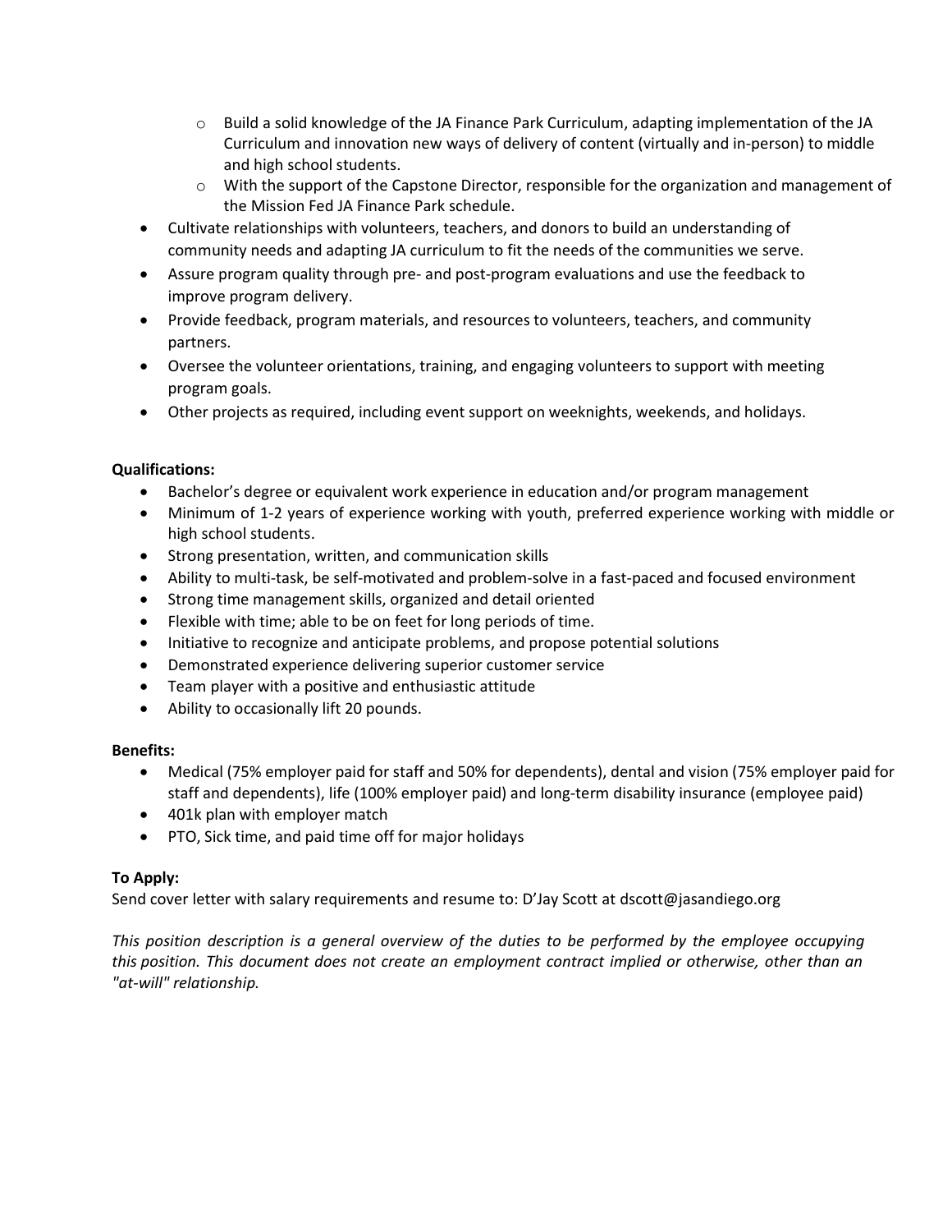- Build a solid knowledge of the JA Finance Park Curriculum, adapting implementation of the JA Curriculum and innovation new ways of delivery of content (virtually and in-person) to middle and high school students.
  - With the support of the Capstone Director, responsible for the organization and management of the Mission Fed JA Finance Park schedule.
- Cultivate relationships with volunteers, teachers, and donors to build an understanding of community needs and adapting JA curriculum to fit the needs of the communities we serve.
- Assure program quality through pre- and post-program evaluations and use the feedback to improve program delivery.
- Provide feedback, program materials, and resources to volunteers, teachers, and community partners.
- Oversee the volunteer orientations, training, and engaging volunteers to support with meeting program goals.
- Other projects as required, including event support on weeknights, weekends, and holidays.

**Qualifications:**

- Bachelor's degree or equivalent work experience in education and/or program management
- Minimum of 1-2 years of experience working with youth, preferred experience working with middle or high school students.
- Strong presentation, written, and communication skills
- Ability to multi-task, be self-motivated and problem-solve in a fast-paced and focused environment
- Strong time management skills, organized and detail oriented
- Flexible with time; able to be on feet for long periods of time.
- Initiative to recognize and anticipate problems, and propose potential solutions
- Demonstrated experience delivering superior customer service
- Team player with a positive and enthusiastic attitude
- Ability to occasionally lift 20 pounds.

**Benefits:**

- Medical (75% employer paid for staff and 50% for dependents), dental and vision (75% employer paid for staff and dependents), life (100% employer paid) and long-term disability insurance (employee paid)
- 401k plan with employer match
- PTO, Sick time, and paid time off for major holidays

**To Apply:**

Send cover letter with salary requirements and resume to: D'Jay Scott at dscott@jasandiego.org

*This position description is a general overview of the duties to be performed by the employee occupying this position. This document does not create an employment contract implied or otherwise, other than an "at-will" relationship.*